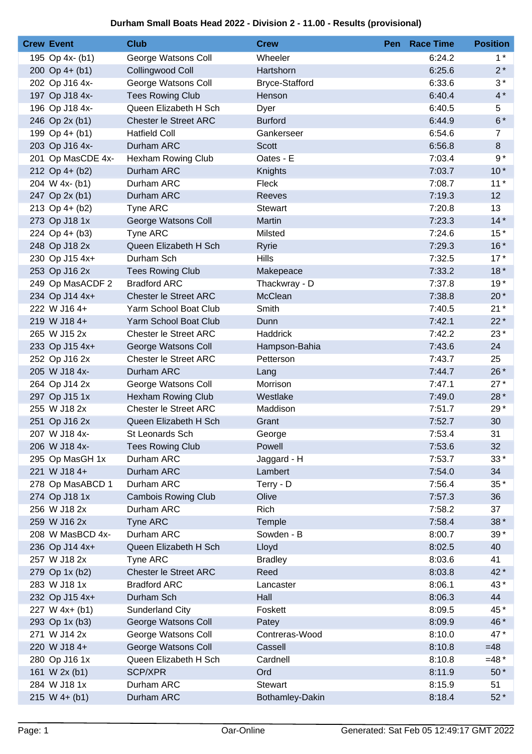# Durham Small Boats Head 2022 - Division 2 - 11.00 - Results (provisional)

| Crew | Event | Club | Crew | Pen | Race Time | Position |
|---|---|---|---|---|---|---|
| 195 | Op 4x- (b1) | George Watsons Coll | Wheeler | | 6:24.2 | 1 * |
| 200 | Op 4+ (b1) | Collingwood Coll | Hartshorn | | 6:25.6 | 2 * |
| 202 | Op J16 4x- | George Watsons Coll | Bryce-Stafford | | 6:33.6 | 3 * |
| 197 | Op J18 4x- | Tees Rowing Club | Henson | | 6:40.4 | 4 * |
| 196 | Op J18 4x- | Queen Elizabeth H Sch | Dyer | | 6:40.5 | 5 |
| 246 | Op 2x (b1) | Chester le Street ARC | Burford | | 6:44.9 | 6 * |
| 199 | Op 4+ (b1) | Hatfield Coll | Gankerseer | | 6:54.6 | 7 |
| 203 | Op J16 4x- | Durham ARC | Scott | | 6:56.8 | 8 |
| 201 | Op MasCDE 4x- | Hexham Rowing Club | Oates - E | | 7:03.4 | 9 * |
| 212 | Op 4+ (b2) | Durham ARC | Knights | | 7:03.7 | 10 * |
| 204 | W 4x- (b1) | Durham ARC | Fleck | | 7:08.7 | 11 * |
| 247 | Op 2x (b1) | Durham ARC | Reeves | | 7:19.3 | 12 |
| 213 | Op 4+ (b2) | Tyne ARC | Stewart | | 7:20.8 | 13 |
| 273 | Op J18 1x | George Watsons Coll | Martin | | 7:23.3 | 14 * |
| 224 | Op 4+ (b3) | Tyne ARC | Milsted | | 7:24.6 | 15 * |
| 248 | Op J18 2x | Queen Elizabeth H Sch | Ryrie | | 7:29.3 | 16 * |
| 230 | Op J15 4x+ | Durham Sch | Hills | | 7:32.5 | 17 * |
| 253 | Op J16 2x | Tees Rowing Club | Makepeace | | 7:33.2 | 18 * |
| 249 | Op MasACDF 2 | Bradford ARC | Thackwray - D | | 7:37.8 | 19 * |
| 234 | Op J14 4x+ | Chester le Street ARC | McClean | | 7:38.8 | 20 * |
| 222 | W J16 4+ | Yarm School Boat Club | Smith | | 7:40.5 | 21 * |
| 219 | W J18 4+ | Yarm School Boat Club | Dunn | | 7:42.1 | 22 * |
| 265 | W J15 2x | Chester le Street ARC | Haddrick | | 7:42.2 | 23 * |
| 233 | Op J15 4x+ | George Watsons Coll | Hampson-Bahia | | 7:43.6 | 24 |
| 252 | Op J16 2x | Chester le Street ARC | Petterson | | 7:43.7 | 25 |
| 205 | W J18 4x- | Durham ARC | Lang | | 7:44.7 | 26 * |
| 264 | Op J14 2x | George Watsons Coll | Morrison | | 7:47.1 | 27 * |
| 297 | Op J15 1x | Hexham Rowing Club | Westlake | | 7:49.0 | 28 * |
| 255 | W J18 2x | Chester le Street ARC | Maddison | | 7:51.7 | 29 * |
| 251 | Op J16 2x | Queen Elizabeth H Sch | Grant | | 7:52.7 | 30 |
| 207 | W J18 4x- | St Leonards Sch | George | | 7:53.4 | 31 |
| 206 | W J18 4x- | Tees Rowing Club | Powell | | 7:53.6 | 32 |
| 295 | Op MasGH 1x | Durham ARC | Jaggard - H | | 7:53.7 | 33 * |
| 221 | W J18 4+ | Durham ARC | Lambert | | 7:54.0 | 34 |
| 278 | Op MasABCD 1 | Durham ARC | Terry - D | | 7:56.4 | 35 * |
| 274 | Op J18 1x | Cambois Rowing Club | Olive | | 7:57.3 | 36 |
| 256 | W J18 2x | Durham ARC | Rich | | 7:58.2 | 37 |
| 259 | W J16 2x | Tyne ARC | Temple | | 7:58.4 | 38 * |
| 208 | W MasBCD 4x- | Durham ARC | Sowden - B | | 8:00.7 | 39 * |
| 236 | Op J14 4x+ | Queen Elizabeth H Sch | Lloyd | | 8:02.5 | 40 |
| 257 | W J18 2x | Tyne ARC | Bradley | | 8:03.6 | 41 |
| 279 | Op 1x (b2) | Chester le Street ARC | Reed | | 8:03.8 | 42 * |
| 283 | W J18 1x | Bradford ARC | Lancaster | | 8:06.1 | 43 * |
| 232 | Op J15 4x+ | Durham Sch | Hall | | 8:06.3 | 44 |
| 227 | W 4x+ (b1) | Sunderland City | Foskett | | 8:09.5 | 45 * |
| 293 | Op 1x (b3) | George Watsons Coll | Patey | | 8:09.9 | 46 * |
| 271 | W J14 2x | George Watsons Coll | Contreras-Wood | | 8:10.0 | 47 * |
| 220 | W J18 4+ | George Watsons Coll | Cassell | | 8:10.8 | =48 |
| 280 | Op J16 1x | Queen Elizabeth H Sch | Cardnell | | 8:10.8 | =48 * |
| 161 | W 2x (b1) | SCP/XPR | Ord | | 8:11.9 | 50 * |
| 284 | W J18 1x | Durham ARC | Stewart | | 8:15.9 | 51 |
| 215 | W 4+ (b1) | Durham ARC | Bothamley-Dakin | | 8:18.4 | 52 * |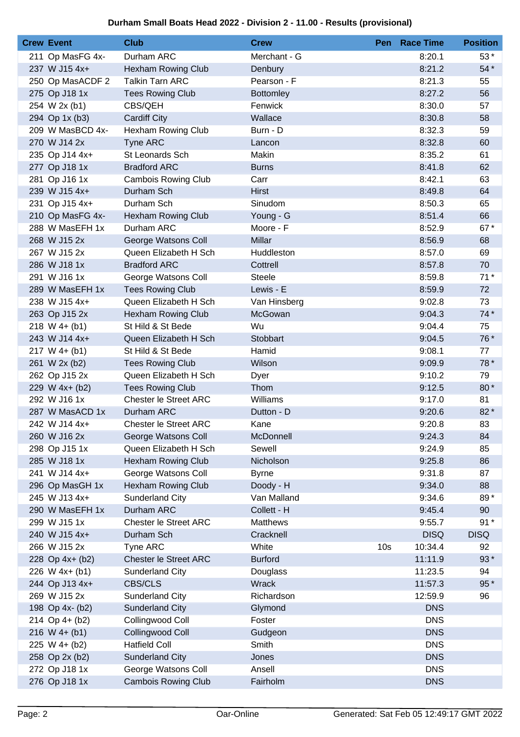**Durham Small Boats Head 2022 - Division 2 - 11.00 - Results (provisional)**

| Crew | Event | Club | Crew | Pen | Race Time | Position |
|---|---|---|---|---|---|---|
| 211 | Op MasFG 4x- | Durham ARC | Merchant - G | | 8:20.1 | 53 * |
| 237 | W J15 4x+ | Hexham Rowing Club | Denbury | | 8:21.2 | 54 * |
| 250 | Op MasACDF 2 | Talkin Tarn ARC | Pearson - F | | 8:21.3 | 55 |
| 275 | Op J18 1x | Tees Rowing Club | Bottomley | | 8:27.2 | 56 |
| 254 | W 2x (b1) | CBS/QEH | Fenwick | | 8:30.0 | 57 |
| 294 | Op 1x (b3) | Cardiff City | Wallace | | 8:30.8 | 58 |
| 209 | W MasBCD 4x- | Hexham Rowing Club | Burn - D | | 8:32.3 | 59 |
| 270 | W J14 2x | Tyne ARC | Lancon | | 8:32.8 | 60 |
| 235 | Op J14 4x+ | St Leonards Sch | Makin | | 8:35.2 | 61 |
| 277 | Op J18 1x | Bradford ARC | Burns | | 8:41.8 | 62 |
| 281 | Op J16 1x | Cambois Rowing Club | Carr | | 8:42.1 | 63 |
| 239 | W J15 4x+ | Durham Sch | Hirst | | 8:49.8 | 64 |
| 231 | Op J15 4x+ | Durham Sch | Sinudom | | 8:50.3 | 65 |
| 210 | Op MasFG 4x- | Hexham Rowing Club | Young - G | | 8:51.4 | 66 |
| 288 | W MasEFH 1x | Durham ARC | Moore - F | | 8:52.9 | 67 * |
| 268 | W J15 2x | George Watsons Coll | Millar | | 8:56.9 | 68 |
| 267 | W J15 2x | Queen Elizabeth H Sch | Huddleston | | 8:57.0 | 69 |
| 286 | W J18 1x | Bradford ARC | Cottrell | | 8:57.8 | 70 |
| 291 | W J16 1x | George Watsons Coll | Steele | | 8:59.8 | 71 * |
| 289 | W MasEFH 1x | Tees Rowing Club | Lewis - E | | 8:59.9 | 72 |
| 238 | W J15 4x+ | Queen Elizabeth H Sch | Van Hinsberg | | 9:02.8 | 73 |
| 263 | Op J15 2x | Hexham Rowing Club | McGowan | | 9:04.3 | 74 * |
| 218 | W 4+ (b1) | St Hild & St Bede | Wu | | 9:04.4 | 75 |
| 243 | W J14 4x+ | Queen Elizabeth H Sch | Stobbart | | 9:04.5 | 76 * |
| 217 | W 4+ (b1) | St Hild & St Bede | Hamid | | 9:08.1 | 77 |
| 261 | W 2x (b2) | Tees Rowing Club | Wilson | | 9:09.9 | 78 * |
| 262 | Op J15 2x | Queen Elizabeth H Sch | Dyer | | 9:10.2 | 79 |
| 229 | W 4x+ (b2) | Tees Rowing Club | Thom | | 9:12.5 | 80 * |
| 292 | W J16 1x | Chester le Street ARC | Williams | | 9:17.0 | 81 |
| 287 | W MasACD 1x | Durham ARC | Dutton - D | | 9:20.6 | 82 * |
| 242 | W J14 4x+ | Chester le Street ARC | Kane | | 9:20.8 | 83 |
| 260 | W J16 2x | George Watsons Coll | McDonnell | | 9:24.3 | 84 |
| 298 | Op J15 1x | Queen Elizabeth H Sch | Sewell | | 9:24.9 | 85 |
| 285 | W J18 1x | Hexham Rowing Club | Nicholson | | 9:25.8 | 86 |
| 241 | W J14 4x+ | George Watsons Coll | Byrne | | 9:31.8 | 87 |
| 296 | Op MasGH 1x | Hexham Rowing Club | Doody - H | | 9:34.0 | 88 |
| 245 | W J13 4x+ | Sunderland City | Van Malland | | 9:34.6 | 89 * |
| 290 | W MasEFH 1x | Durham ARC | Collett - H | | 9:45.4 | 90 |
| 299 | W J15 1x | Chester le Street ARC | Matthews | | 9:55.7 | 91 * |
| 240 | W J15 4x+ | Durham Sch | Cracknell | | DISQ | DISQ |
| 266 | W J15 2x | Tyne ARC | White | 10s | 10:34.4 | 92 |
| 228 | Op 4x+ (b2) | Chester le Street ARC | Burford | | 11:11.9 | 93 * |
| 226 | W 4x+ (b1) | Sunderland City | Douglass | | 11:23.5 | 94 |
| 244 | Op J13 4x+ | CBS/CLS | Wrack | | 11:57.3 | 95 * |
| 269 | W J15 2x | Sunderland City | Richardson | | 12:59.9 | 96 |
| 198 | Op 4x- (b2) | Sunderland City | Glymond | | DNS | |
| 214 | Op 4+ (b2) | Collingwood Coll | Foster | | DNS | |
| 216 | W 4+ (b1) | Collingwood Coll | Gudgeon | | DNS | |
| 225 | W 4+ (b2) | Hatfield Coll | Smith | | DNS | |
| 258 | Op 2x (b2) | Sunderland City | Jones | | DNS | |
| 272 | Op J18 1x | George Watsons Coll | Ansell | | DNS | |
| 276 | Op J18 1x | Cambois Rowing Club | Fairholm | | DNS | |

Oar-Online

Generated: Sat Feb 05 12:49:17 GMT 2022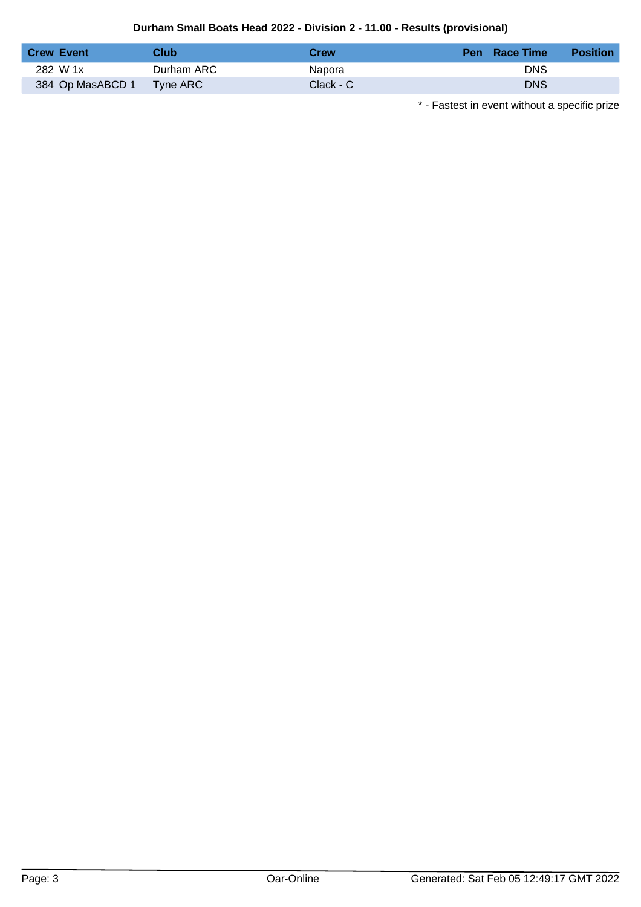**Durham Small Boats Head 2022 - Division 2 - 11.00 - Results (provisional)**

| Crew | Event | Club | Crew | Pen | Race Time | Position |
|---|---|---|---|---|---|---|
| 282 | W 1x | Durham ARC | Napora | | DNS | |
| 384 | Op MasABCD 1 | Tyne ARC | Clack - C | | DNS | |

* - Fastest in event without a specific prize